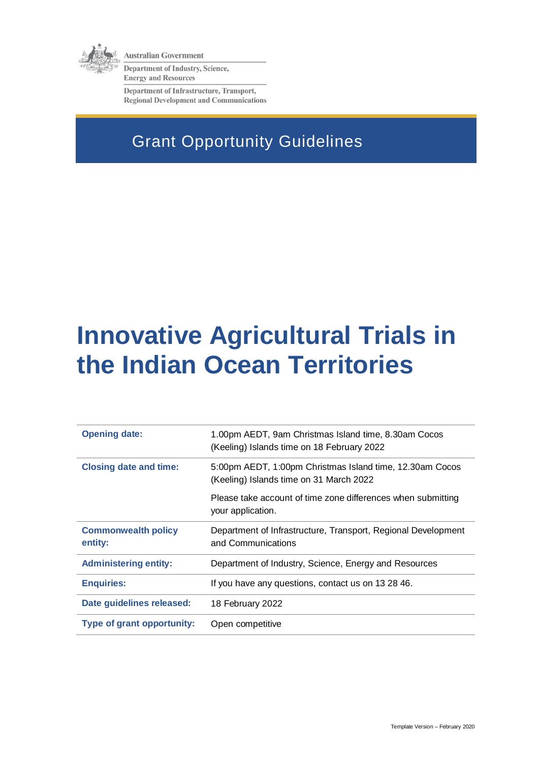Australian Government

Department of Industry, Science, Energy and Resources

Department of Infrastructure, Transport, Regional Development and Communications

## Grant Opportunity Guidelines

# Innovative Agricultural Trials in the Indian Ocean Territories

| | |
|---|---|
| **Opening date:** | 1.00pm AEDT, 9am Christmas Island time, 8.30am Cocos (Keeling) Islands time on 18 February 2022 |
| **Closing date and time:** | 5:00pm AEDT, 1:00pm Christmas Island time, 12.30am Cocos (Keeling) Islands time on 31 March 2022<br><br>Please take account of time zone differences when submitting your application. |
| **Commonwealth policy entity:** | Department of Infrastructure, Transport, Regional Development and Communications |
| **Administering entity:** | Department of Industry, Science, Energy and Resources |
| **Enquiries:** | If you have any questions, contact us on 13 28 46. |
| **Date guidelines released:** | 18 February 2022 |
| **Type of grant opportunity:** | Open competitive |

Template Version – February 2020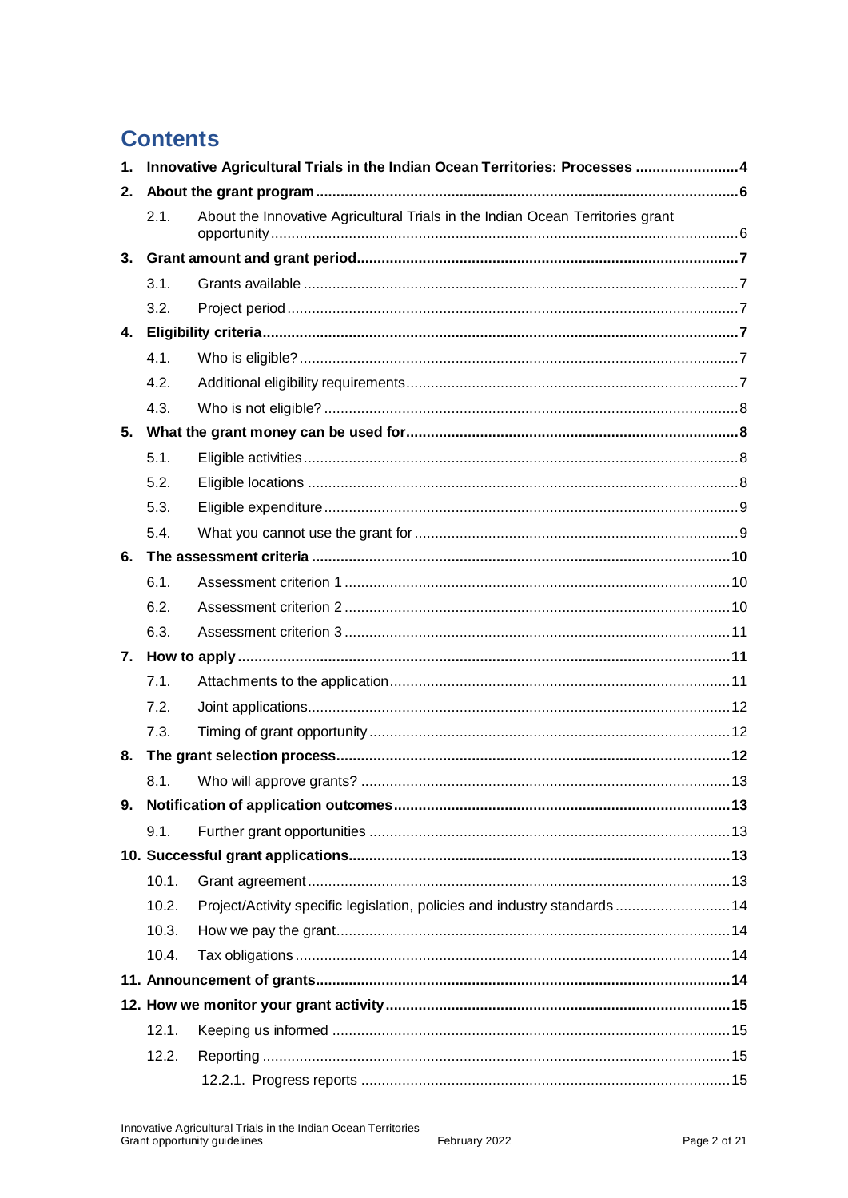# Contents

1. **Innovative Agricultural Trials in the Indian Ocean Territories: Processes ........................ 4**
2. **About the grant program ........................ 6**
   - 2.1. About the Innovative Agricultural Trials in the Indian Ocean Territories grant opportunity ........................ 6
3. **Grant amount and grant period ........................ 7**
   - 3.1. Grants available ........................ 7
   - 3.2. Project period ........................ 7
4. **Eligibility criteria ........................ 7**
   - 4.1. Who is eligible? ........................ 7
   - 4.2. Additional eligibility requirements ........................ 7
   - 4.3. Who is not eligible? ........................ 8
5. **What the grant money can be used for ........................ 8**
   - 5.1. Eligible activities ........................ 8
   - 5.2. Eligible locations ........................ 8
   - 5.3. Eligible expenditure ........................ 9
   - 5.4. What you cannot use the grant for ........................ 9
6. **The assessment criteria ........................ 10**
   - 6.1. Assessment criterion 1 ........................ 10
   - 6.2. Assessment criterion 2 ........................ 10
   - 6.3. Assessment criterion 3 ........................ 11
7. **How to apply ........................ 11**
   - 7.1. Attachments to the application ........................ 11
   - 7.2. Joint applications ........................ 12
   - 7.3. Timing of grant opportunity ........................ 12
8. **The grant selection process ........................ 12**
   - 8.1. Who will approve grants? ........................ 13
9. **Notification of application outcomes ........................ 13**
   - 9.1. Further grant opportunities ........................ 13
10. **Successful grant applications ........................ 13**
    - 10.1. Grant agreement ........................ 13
    - 10.2. Project/Activity specific legislation, policies and industry standards ........................ 14
    - 10.3. How we pay the grant ........................ 14
    - 10.4. Tax obligations ........................ 14
11. **Announcement of grants ........................ 14**
12. **How we monitor your grant activity ........................ 15**
    - 12.1. Keeping us informed ........................ 15
    - 12.2. Reporting ........................ 15
      - 12.2.1. Progress reports ........................ 15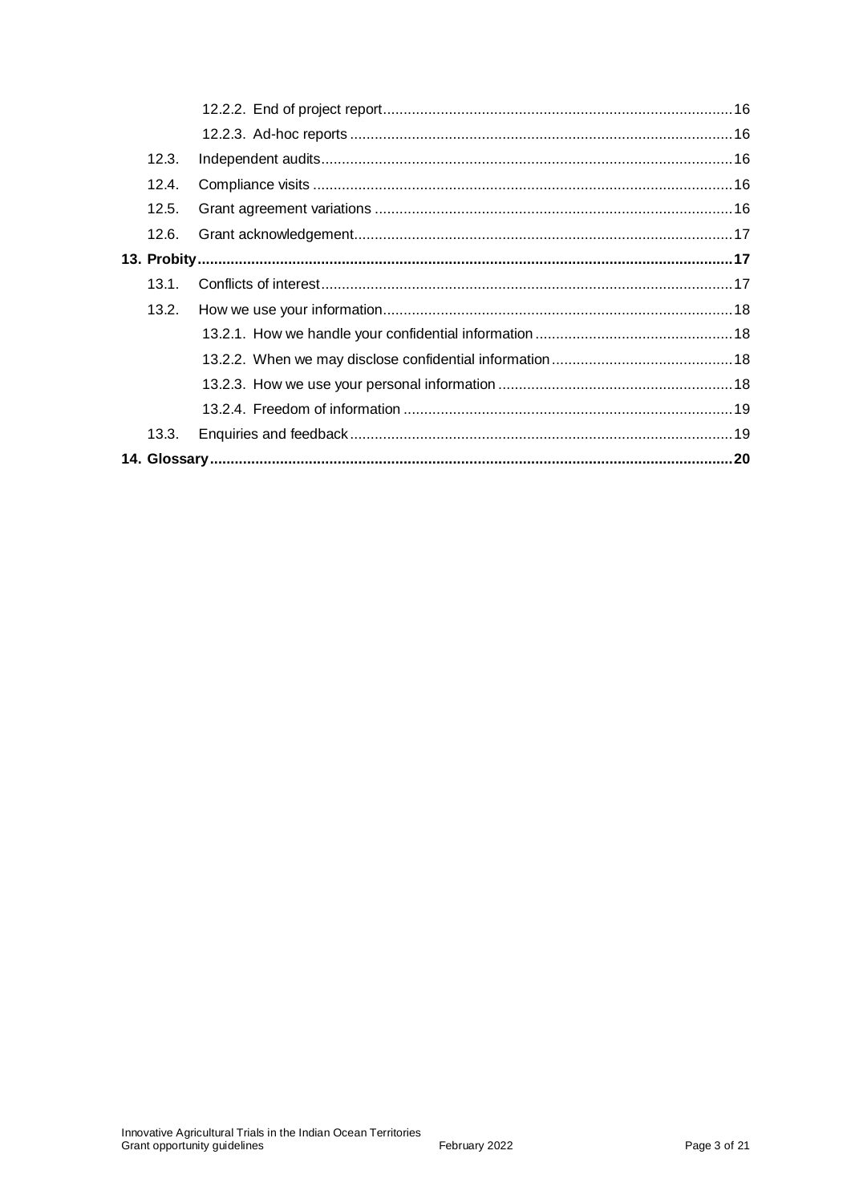12.2.2. End of project report ....................................................................................16

12.2.3. Ad-hoc reports ............................................................................................16

12.3. Independent audits ...................................................................................................16

12.4. Compliance visits .....................................................................................................16

12.5. Grant agreement variations ......................................................................................16

12.6. Grant acknowledgement...........................................................................................17

**13. Probity .................................................................................................................................17**

13.1. Conflicts of interest ...................................................................................................17

13.2. How we use your information....................................................................................18

13.2.1. How we handle your confidential information ................................................18

13.2.2. When we may disclose confidential information ............................................18

13.2.3. How we use your personal information .........................................................18

13.2.4. Freedom of information ................................................................................19

13.3. Enquiries and feedback.............................................................................................19

**14. Glossary ..............................................................................................................................20**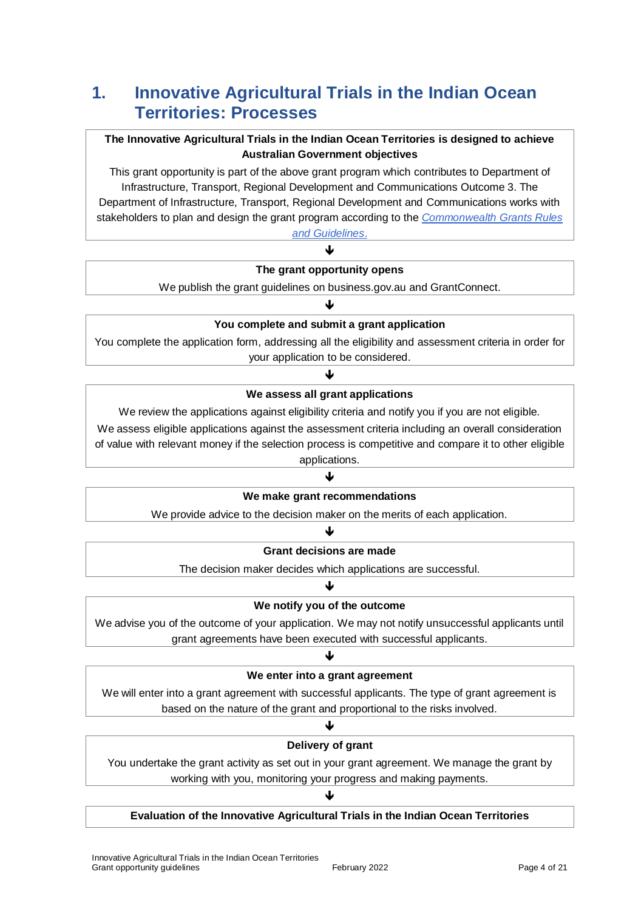# 1. Innovative Agricultural Trials in the Indian Ocean Territories: Processes

**The Innovative Agricultural Trials in the Indian Ocean Territories is designed to achieve Australian Government objectives**

This grant opportunity is part of the above grant program which contributes to Department of Infrastructure, Transport, Regional Development and Communications Outcome 3. The Department of Infrastructure, Transport, Regional Development and Communications works with stakeholders to plan and design the grant program according to the *Commonwealth Grants Rules and Guidelines*.

↓

**The grant opportunity opens**

We publish the grant guidelines on business.gov.au and GrantConnect.

↓

**You complete and submit a grant application**

You complete the application form, addressing all the eligibility and assessment criteria in order for your application to be considered.

↓

**We assess all grant applications**

We review the applications against eligibility criteria and notify you if you are not eligible.

We assess eligible applications against the assessment criteria including an overall consideration of value with relevant money if the selection process is competitive and compare it to other eligible applications.

↓

**We make grant recommendations**

We provide advice to the decision maker on the merits of each application.

↓

**Grant decisions are made**

The decision maker decides which applications are successful.

↓

**We notify you of the outcome**

We advise you of the outcome of your application. We may not notify unsuccessful applicants until grant agreements have been executed with successful applicants.

↓

**We enter into a grant agreement**

We will enter into a grant agreement with successful applicants. The type of grant agreement is based on the nature of the grant and proportional to the risks involved.

↓

**Delivery of grant**

You undertake the grant activity as set out in your grant agreement. We manage the grant by working with you, monitoring your progress and making payments.

↓

**Evaluation of the Innovative Agricultural Trials in the Indian Ocean Territories**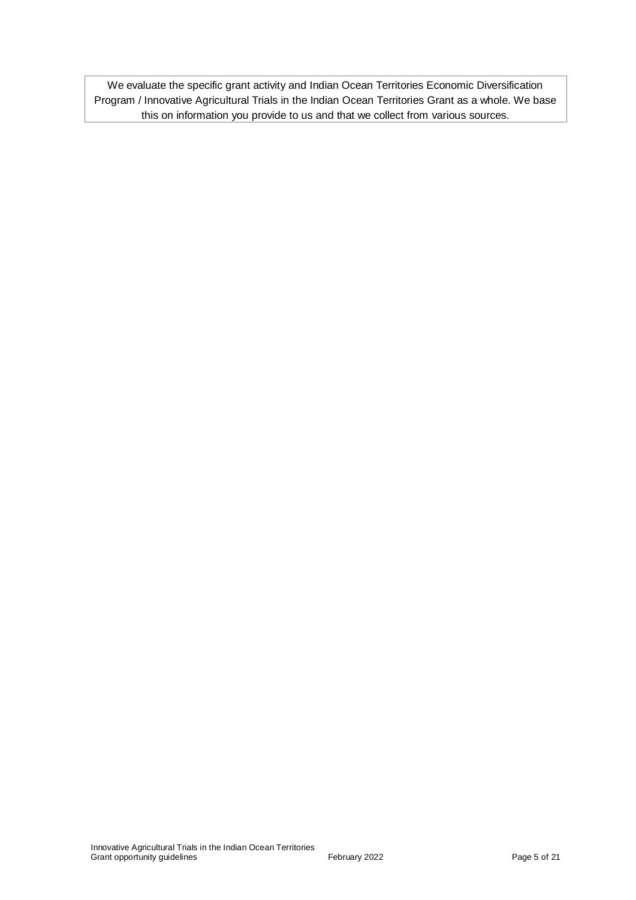We evaluate the specific grant activity and Indian Ocean Territories Economic Diversification Program / Innovative Agricultural Trials in the Indian Ocean Territories Grant as a whole. We base this on information you provide to us and that we collect from various sources.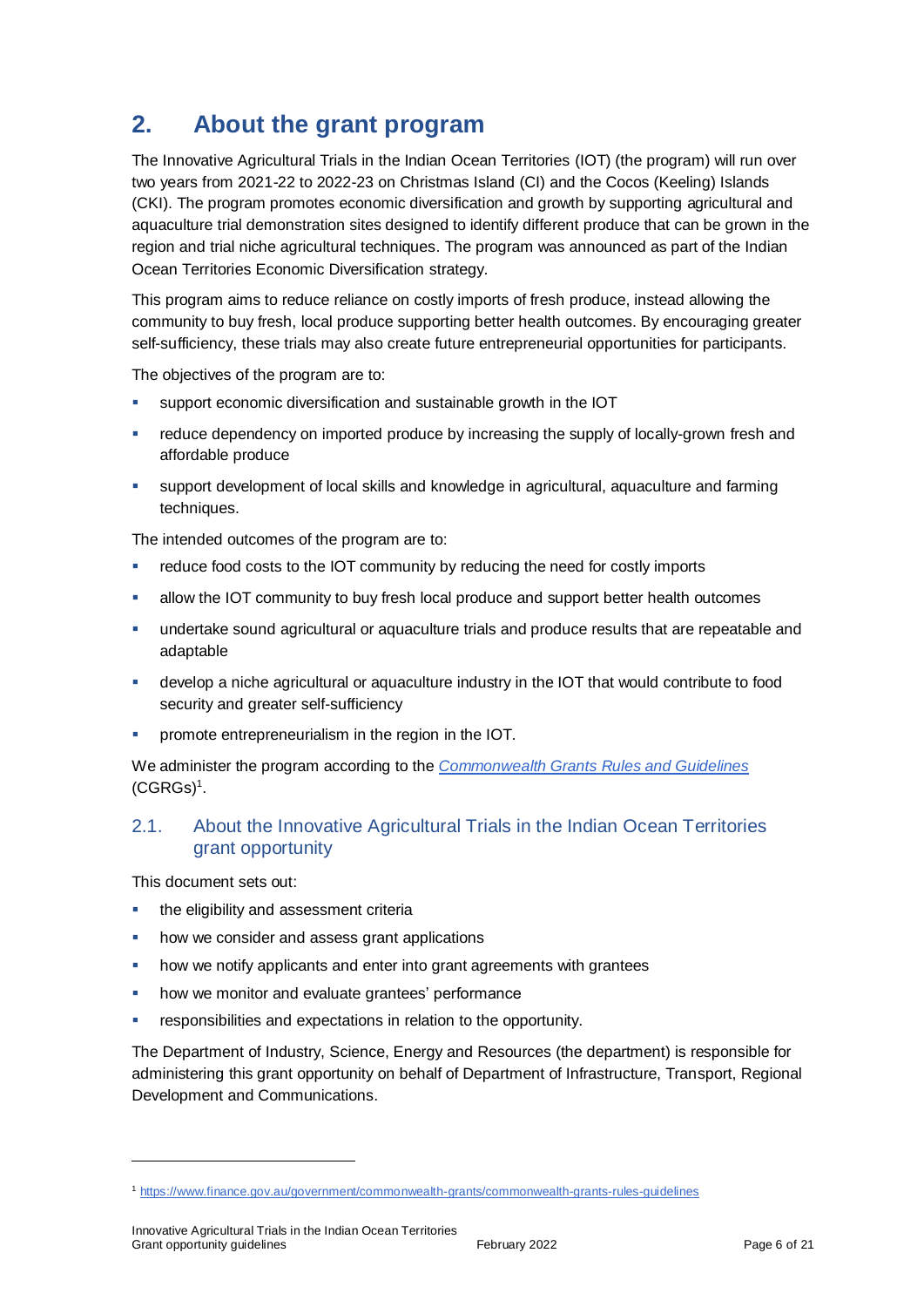# 2. About the grant program

The Innovative Agricultural Trials in the Indian Ocean Territories (IOT) (the program) will run over two years from 2021-22 to 2022-23 on Christmas Island (CI) and the Cocos (Keeling) Islands (CKI). The program promotes economic diversification and growth by supporting agricultural and aquaculture trial demonstration sites designed to identify different produce that can be grown in the region and trial niche agricultural techniques. The program was announced as part of the Indian Ocean Territories Economic Diversification strategy.

This program aims to reduce reliance on costly imports of fresh produce, instead allowing the community to buy fresh, local produce supporting better health outcomes. By encouraging greater self-sufficiency, these trials may also create future entrepreneurial opportunities for participants.

The objectives of the program are to:

- support economic diversification and sustainable growth in the IOT
- reduce dependency on imported produce by increasing the supply of locally-grown fresh and affordable produce
- support development of local skills and knowledge in agricultural, aquaculture and farming techniques.

The intended outcomes of the program are to:

- reduce food costs to the IOT community by reducing the need for costly imports
- allow the IOT community to buy fresh local produce and support better health outcomes
- undertake sound agricultural or aquaculture trials and produce results that are repeatable and adaptable
- develop a niche agricultural or aquaculture industry in the IOT that would contribute to food security and greater self-sufficiency
- promote entrepreneurialism in the region in the IOT.

We administer the program according to the *[Commonwealth Grants Rules and Guidelines](https://www.finance.gov.au/government/commonwealth-grants/commonwealth-grants-rules-guidelines)* (CGRGs)[1].

## 2.1. About the Innovative Agricultural Trials in the Indian Ocean Territories grant opportunity

This document sets out:

- the eligibility and assessment criteria
- how we consider and assess grant applications
- how we notify applicants and enter into grant agreements with grantees
- how we monitor and evaluate grantees' performance
- responsibilities and expectations in relation to the opportunity.

The Department of Industry, Science, Energy and Resources (the department) is responsible for administering this grant opportunity on behalf of Department of Infrastructure, Transport, Regional Development and Communications.

---

[1] https://www.finance.gov.au/government/commonwealth-grants/commonwealth-grants-rules-guidelines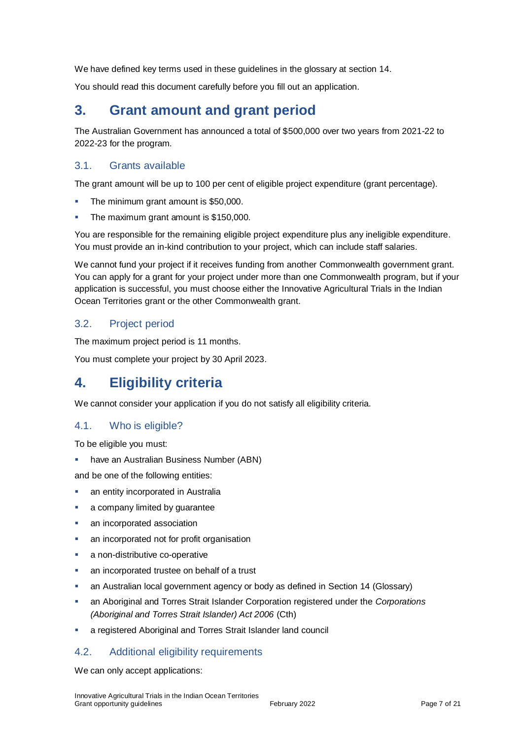We have defined key terms used in these guidelines in the glossary at section 14.

You should read this document carefully before you fill out an application.

# 3. Grant amount and grant period

The Australian Government has announced a total of $500,000 over two years from 2021-22 to 2022-23 for the program.

## 3.1. Grants available

The grant amount will be up to 100 per cent of eligible project expenditure (grant percentage).

- The minimum grant amount is $50,000.
- The maximum grant amount is $150,000.

You are responsible for the remaining eligible project expenditure plus any ineligible expenditure. You must provide an in-kind contribution to your project, which can include staff salaries.

We cannot fund your project if it receives funding from another Commonwealth government grant. You can apply for a grant for your project under more than one Commonwealth program, but if your application is successful, you must choose either the Innovative Agricultural Trials in the Indian Ocean Territories grant or the other Commonwealth grant.

## 3.2. Project period

The maximum project period is 11 months.

You must complete your project by 30 April 2023.

# 4. Eligibility criteria

We cannot consider your application if you do not satisfy all eligibility criteria.

## 4.1. Who is eligible?

To be eligible you must:

- have an Australian Business Number (ABN)

and be one of the following entities:

- an entity incorporated in Australia
- a company limited by guarantee
- an incorporated association
- an incorporated not for profit organisation
- a non-distributive co-operative
- an incorporated trustee on behalf of a trust
- an Australian local government agency or body as defined in Section 14 (Glossary)
- an Aboriginal and Torres Strait Islander Corporation registered under the *Corporations (Aboriginal and Torres Strait Islander) Act 2006* (Cth)
- a registered Aboriginal and Torres Strait Islander land council

## 4.2. Additional eligibility requirements

We can only accept applications: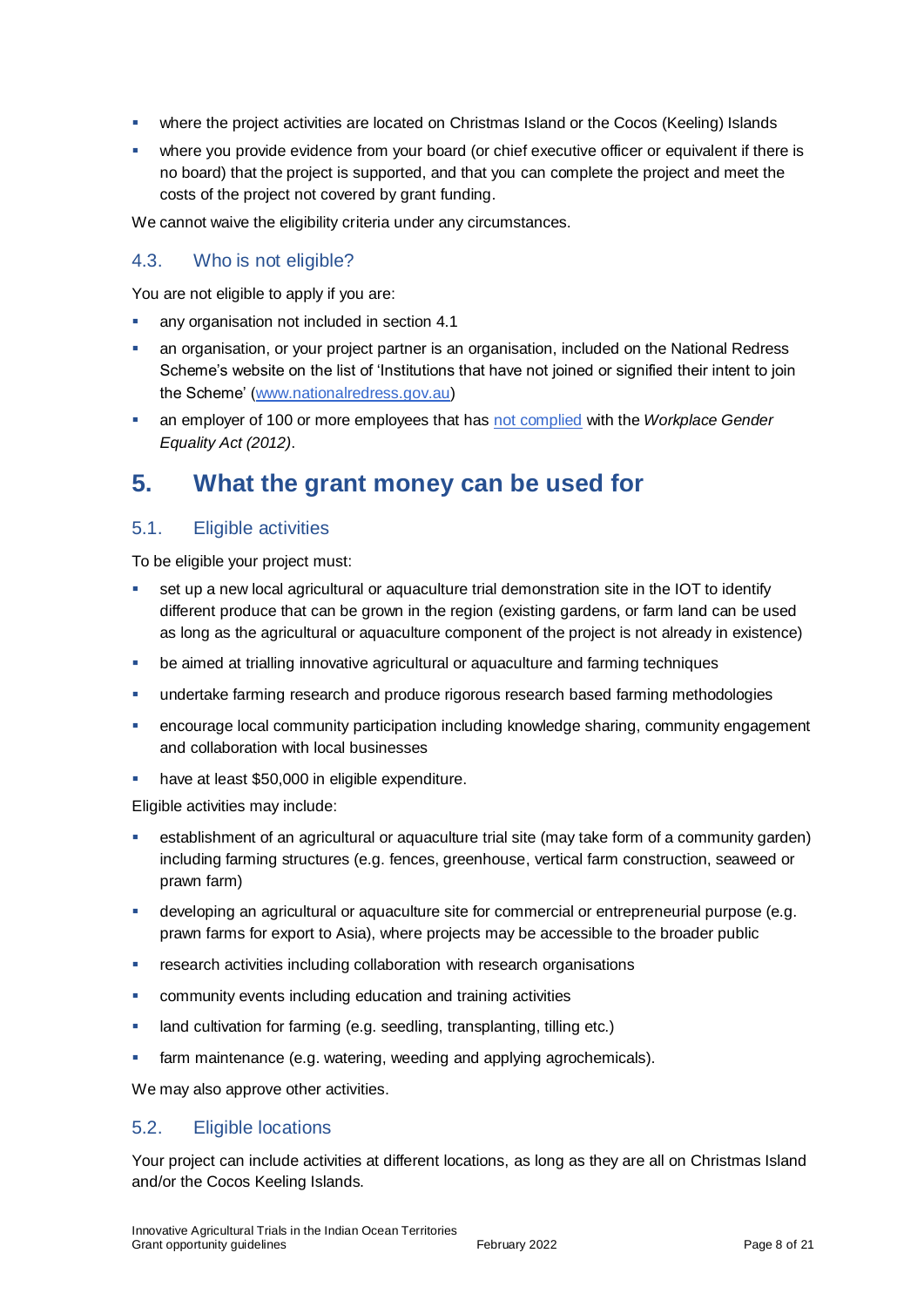- where the project activities are located on Christmas Island or the Cocos (Keeling) Islands
- where you provide evidence from your board (or chief executive officer or equivalent if there is no board) that the project is supported, and that you can complete the project and meet the costs of the project not covered by grant funding.

We cannot waive the eligibility criteria under any circumstances.

### 4.3. Who is not eligible?

You are not eligible to apply if you are:

- any organisation not included in section 4.1
- an organisation, or your project partner is an organisation, included on the National Redress Scheme's website on the list of 'Institutions that have not joined or signified their intent to join the Scheme' ([www.nationalredress.gov.au](www.nationalredress.gov.au))
- an employer of 100 or more employees that has not complied with the *Workplace Gender Equality Act (2012)*.

## 5. What the grant money can be used for

### 5.1. Eligible activities

To be eligible your project must:

- set up a new local agricultural or aquaculture trial demonstration site in the IOT to identify different produce that can be grown in the region (existing gardens, or farm land can be used as long as the agricultural or aquaculture component of the project is not already in existence)
- be aimed at trialling innovative agricultural or aquaculture and farming techniques
- undertake farming research and produce rigorous research based farming methodologies
- encourage local community participation including knowledge sharing, community engagement and collaboration with local businesses
- have at least $50,000 in eligible expenditure.

Eligible activities may include:

- establishment of an agricultural or aquaculture trial site (may take form of a community garden) including farming structures (e.g. fences, greenhouse, vertical farm construction, seaweed or prawn farm)
- developing an agricultural or aquaculture site for commercial or entrepreneurial purpose (e.g. prawn farms for export to Asia), where projects may be accessible to the broader public
- research activities including collaboration with research organisations
- community events including education and training activities
- land cultivation for farming (e.g. seedling, transplanting, tilling etc.)
- farm maintenance (e.g. watering, weeding and applying agrochemicals).

We may also approve other activities.

### 5.2. Eligible locations

Your project can include activities at different locations, as long as they are all on Christmas Island and/or the Cocos Keeling Islands.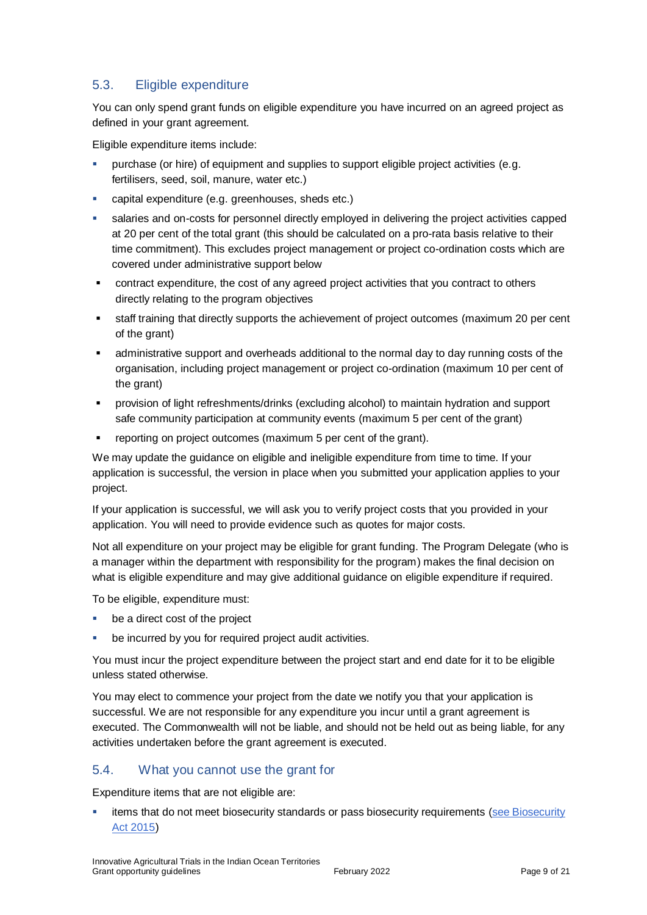## 5.3. Eligible expenditure

You can only spend grant funds on eligible expenditure you have incurred on an agreed project as defined in your grant agreement.

Eligible expenditure items include:

- purchase (or hire) of equipment and supplies to support eligible project activities (e.g. fertilisers, seed, soil, manure, water etc.)
- capital expenditure (e.g. greenhouses, sheds etc.)
- salaries and on-costs for personnel directly employed in delivering the project activities capped at 20 per cent of the total grant (this should be calculated on a pro-rata basis relative to their time commitment). This excludes project management or project co-ordination costs which are covered under administrative support below
- contract expenditure, the cost of any agreed project activities that you contract to others directly relating to the program objectives
- staff training that directly supports the achievement of project outcomes (maximum 20 per cent of the grant)
- administrative support and overheads additional to the normal day to day running costs of the organisation, including project management or project co-ordination (maximum 10 per cent of the grant)
- provision of light refreshments/drinks (excluding alcohol) to maintain hydration and support safe community participation at community events (maximum 5 per cent of the grant)
- reporting on project outcomes (maximum 5 per cent of the grant).

We may update the guidance on eligible and ineligible expenditure from time to time. If your application is successful, the version in place when you submitted your application applies to your project.

If your application is successful, we will ask you to verify project costs that you provided in your application. You will need to provide evidence such as quotes for major costs.

Not all expenditure on your project may be eligible for grant funding. The Program Delegate (who is a manager within the department with responsibility for the program) makes the final decision on what is eligible expenditure and may give additional guidance on eligible expenditure if required.

To be eligible, expenditure must:

- be a direct cost of the project
- be incurred by you for required project audit activities.

You must incur the project expenditure between the project start and end date for it to be eligible unless stated otherwise.

You may elect to commence your project from the date we notify you that your application is successful. We are not responsible for any expenditure you incur until a grant agreement is executed. The Commonwealth will not be liable, and should not be held out as being liable, for any activities undertaken before the grant agreement is executed.

## 5.4. What you cannot use the grant for

Expenditure items that are not eligible are:

- items that do not meet biosecurity standards or pass biosecurity requirements (see Biosecurity Act 2015)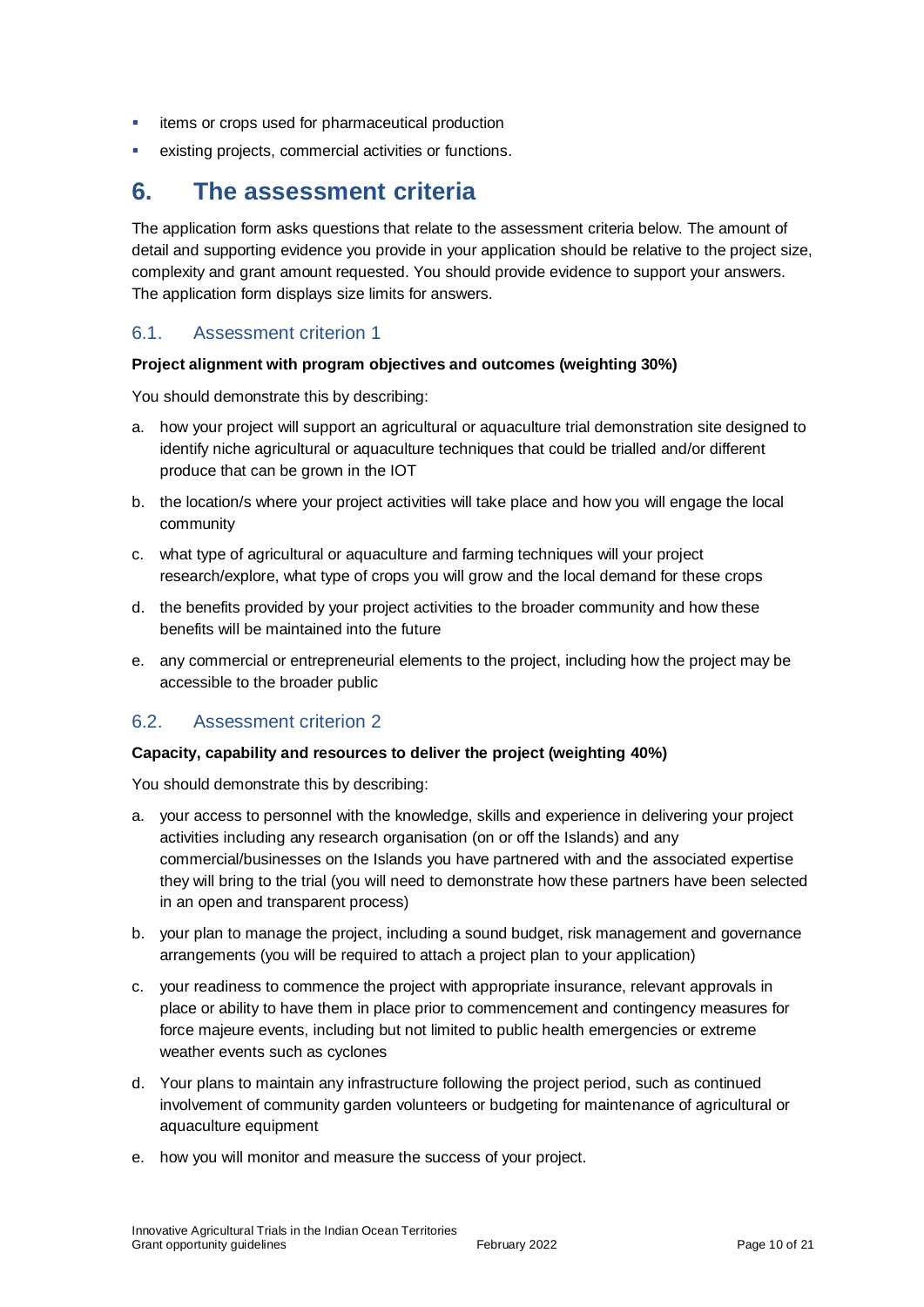- items or crops used for pharmaceutical production
- existing projects, commercial activities or functions.

# 6. The assessment criteria

The application form asks questions that relate to the assessment criteria below. The amount of detail and supporting evidence you provide in your application should be relative to the project size, complexity and grant amount requested. You should provide evidence to support your answers. The application form displays size limits for answers.

## 6.1. Assessment criterion 1

**Project alignment with program objectives and outcomes (weighting 30%)**

You should demonstrate this by describing:

a. how your project will support an agricultural or aquaculture trial demonstration site designed to identify niche agricultural or aquaculture techniques that could be trialled and/or different produce that can be grown in the IOT
b. the location/s where your project activities will take place and how you will engage the local community
c. what type of agricultural or aquaculture and farming techniques will your project research/explore, what type of crops you will grow and the local demand for these crops
d. the benefits provided by your project activities to the broader community and how these benefits will be maintained into the future
e. any commercial or entrepreneurial elements to the project, including how the project may be accessible to the broader public

## 6.2. Assessment criterion 2

**Capacity, capability and resources to deliver the project (weighting 40%)**

You should demonstrate this by describing:

a. your access to personnel with the knowledge, skills and experience in delivering your project activities including any research organisation (on or off the Islands) and any commercial/businesses on the Islands you have partnered with and the associated expertise they will bring to the trial (you will need to demonstrate how these partners have been selected in an open and transparent process)
b. your plan to manage the project, including a sound budget, risk management and governance arrangements (you will be required to attach a project plan to your application)
c. your readiness to commence the project with appropriate insurance, relevant approvals in place or ability to have them in place prior to commencement and contingency measures for force majeure events, including but not limited to public health emergencies or extreme weather events such as cyclones
d. Your plans to maintain any infrastructure following the project period, such as continued involvement of community garden volunteers or budgeting for maintenance of agricultural or aquaculture equipment
e. how you will monitor and measure the success of your project.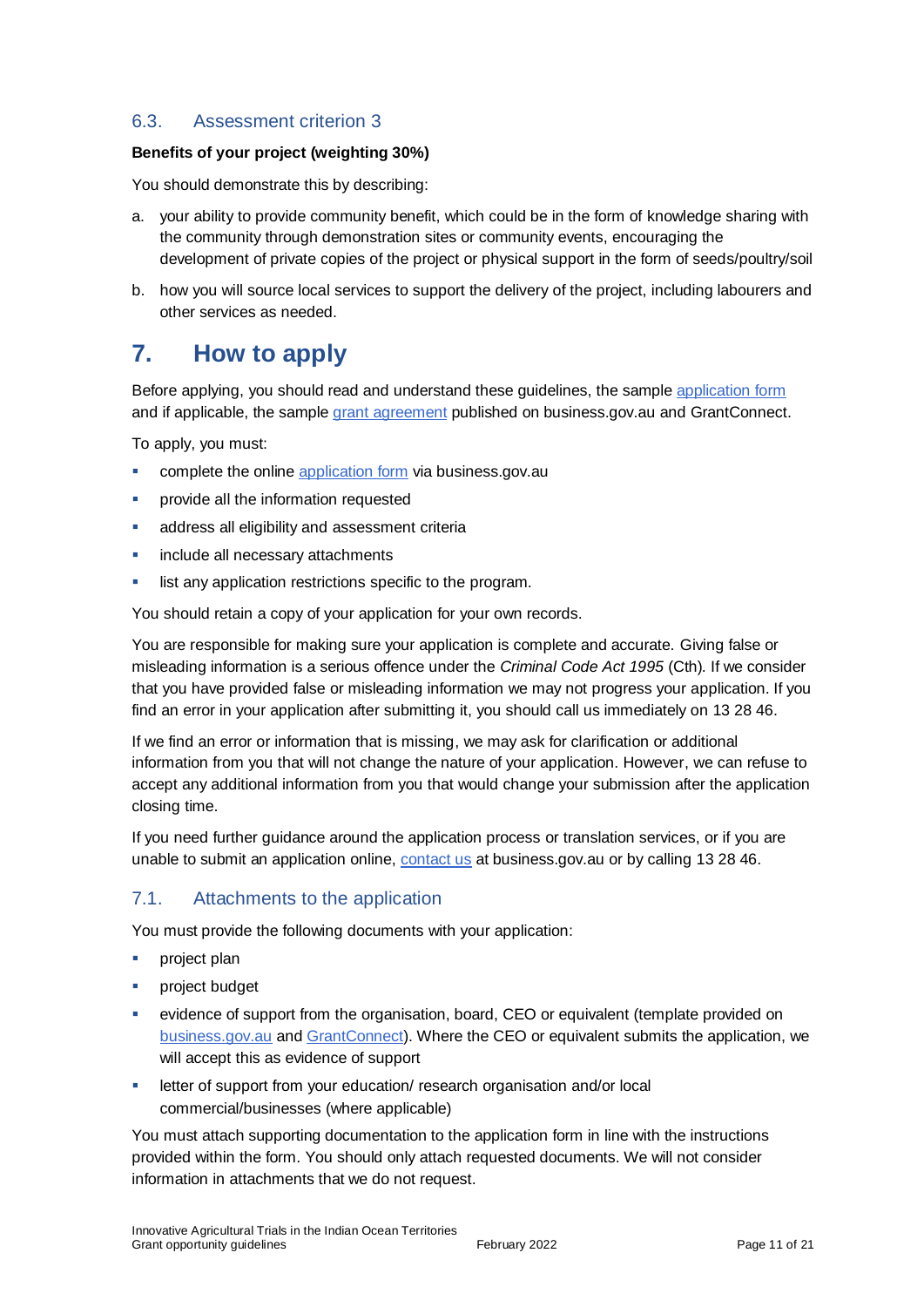### 6.3. Assessment criterion 3

**Benefits of your project (weighting 30%)**

You should demonstrate this by describing:

a. your ability to provide community benefit, which could be in the form of knowledge sharing with the community through demonstration sites or community events, encouraging the development of private copies of the project or physical support in the form of seeds/poultry/soil

b. how you will source local services to support the delivery of the project, including labourers and other services as needed.

## 7. How to apply

Before applying, you should read and understand these guidelines, the sample [application form](#) and if applicable, the sample [grant agreement](#) published on business.gov.au and GrantConnect.

To apply, you must:

- complete the online [application form](#) via business.gov.au
- provide all the information requested
- address all eligibility and assessment criteria
- include all necessary attachments
- list any application restrictions specific to the program.

You should retain a copy of your application for your own records.

You are responsible for making sure your application is complete and accurate. Giving false or misleading information is a serious offence under the *Criminal Code Act 1995* (Cth). If we consider that you have provided false or misleading information we may not progress your application. If you find an error in your application after submitting it, you should call us immediately on 13 28 46.

If we find an error or information that is missing, we may ask for clarification or additional information from you that will not change the nature of your application. However, we can refuse to accept any additional information from you that would change your submission after the application closing time.

If you need further guidance around the application process or translation services, or if you are unable to submit an application online, [contact us](#) at business.gov.au or by calling 13 28 46.

### 7.1. Attachments to the application

You must provide the following documents with your application:

- project plan
- project budget
- evidence of support from the organisation, board, CEO or equivalent (template provided on [business.gov.au](#) and [GrantConnect](#)). Where the CEO or equivalent submits the application, we will accept this as evidence of support
- letter of support from your education/ research organisation and/or local commercial/businesses (where applicable)

You must attach supporting documentation to the application form in line with the instructions provided within the form. You should only attach requested documents. We will not consider information in attachments that we do not request.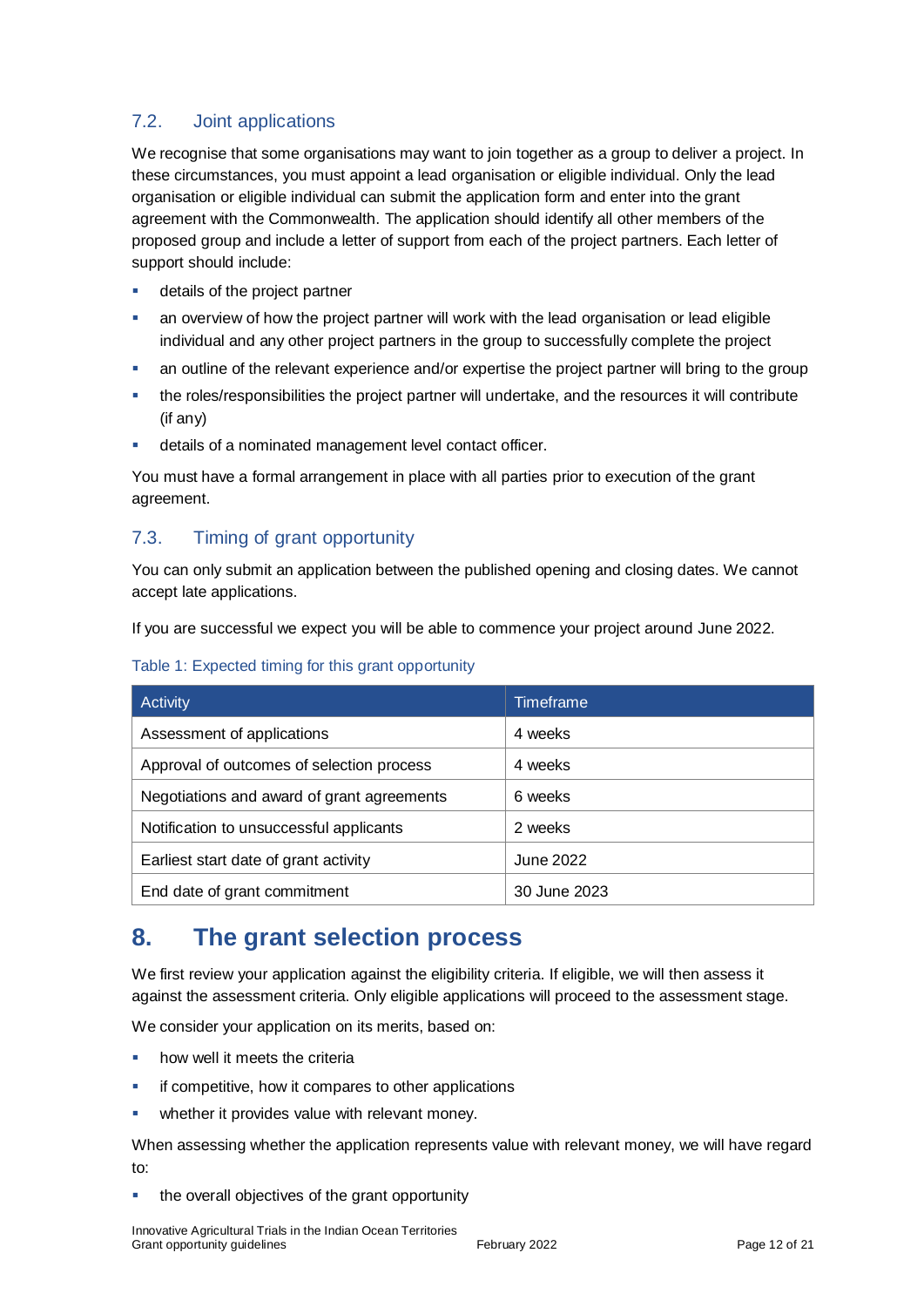### 7.2. Joint applications

We recognise that some organisations may want to join together as a group to deliver a project. In these circumstances, you must appoint a lead organisation or eligible individual. Only the lead organisation or eligible individual can submit the application form and enter into the grant agreement with the Commonwealth. The application should identify all other members of the proposed group and include a letter of support from each of the project partners. Each letter of support should include:

- details of the project partner
- an overview of how the project partner will work with the lead organisation or lead eligible individual and any other project partners in the group to successfully complete the project
- an outline of the relevant experience and/or expertise the project partner will bring to the group
- the roles/responsibilities the project partner will undertake, and the resources it will contribute (if any)
- details of a nominated management level contact officer.

You must have a formal arrangement in place with all parties prior to execution of the grant agreement.

### 7.3. Timing of grant opportunity

You can only submit an application between the published opening and closing dates. We cannot accept late applications.

If you are successful we expect you will be able to commence your project around June 2022.

Table 1: Expected timing for this grant opportunity

| Activity | Timeframe |
| --- | --- |
| Assessment of applications | 4 weeks |
| Approval of outcomes of selection process | 4 weeks |
| Negotiations and award of grant agreements | 6 weeks |
| Notification to unsuccessful applicants | 2 weeks |
| Earliest start date of grant activity | June 2022 |
| End date of grant commitment | 30 June 2023 |

## 8. The grant selection process

We first review your application against the eligibility criteria. If eligible, we will then assess it against the assessment criteria. Only eligible applications will proceed to the assessment stage.

We consider your application on its merits, based on:

- how well it meets the criteria
- if competitive, how it compares to other applications
- whether it provides value with relevant money.

When assessing whether the application represents value with relevant money, we will have regard to:

- the overall objectives of the grant opportunity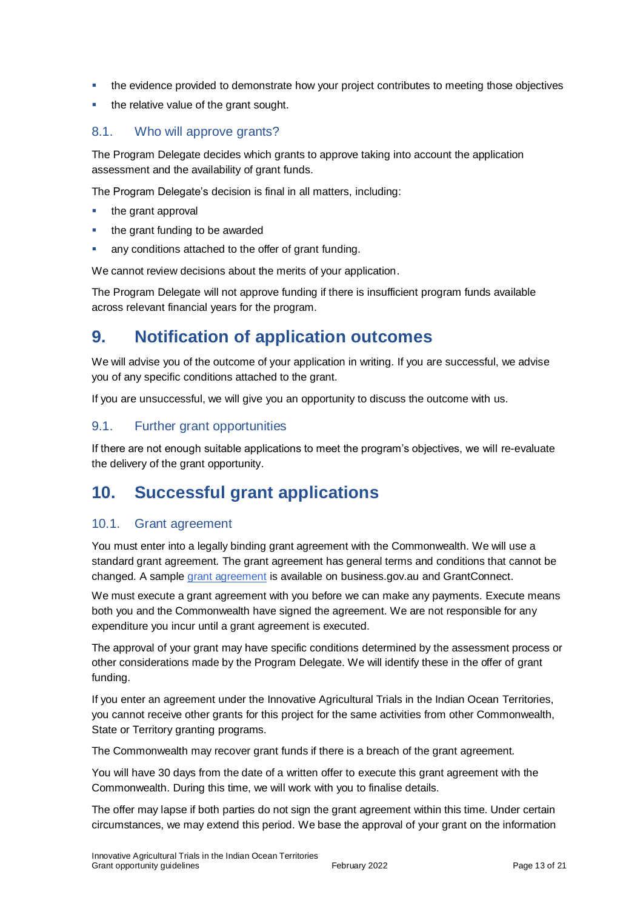- the evidence provided to demonstrate how your project contributes to meeting those objectives
- the relative value of the grant sought.

### 8.1. Who will approve grants?

The Program Delegate decides which grants to approve taking into account the application assessment and the availability of grant funds.

The Program Delegate's decision is final in all matters, including:

- the grant approval
- the grant funding to be awarded
- any conditions attached to the offer of grant funding.

We cannot review decisions about the merits of your application.

The Program Delegate will not approve funding if there is insufficient program funds available across relevant financial years for the program.

## 9. Notification of application outcomes

We will advise you of the outcome of your application in writing. If you are successful, we advise you of any specific conditions attached to the grant.

If you are unsuccessful, we will give you an opportunity to discuss the outcome with us.

### 9.1. Further grant opportunities

If there are not enough suitable applications to meet the program's objectives, we will re-evaluate the delivery of the grant opportunity.

## 10. Successful grant applications

### 10.1. Grant agreement

You must enter into a legally binding grant agreement with the Commonwealth. We will use a standard grant agreement. The grant agreement has general terms and conditions that cannot be changed. A sample [grant agreement] is available on business.gov.au and GrantConnect.

We must execute a grant agreement with you before we can make any payments. Execute means both you and the Commonwealth have signed the agreement. We are not responsible for any expenditure you incur until a grant agreement is executed.

The approval of your grant may have specific conditions determined by the assessment process or other considerations made by the Program Delegate. We will identify these in the offer of grant funding.

If you enter an agreement under the Innovative Agricultural Trials in the Indian Ocean Territories, you cannot receive other grants for this project for the same activities from other Commonwealth, State or Territory granting programs.

The Commonwealth may recover grant funds if there is a breach of the grant agreement.

You will have 30 days from the date of a written offer to execute this grant agreement with the Commonwealth. During this time, we will work with you to finalise details.

The offer may lapse if both parties do not sign the grant agreement within this time. Under certain circumstances, we may extend this period. We base the approval of your grant on the information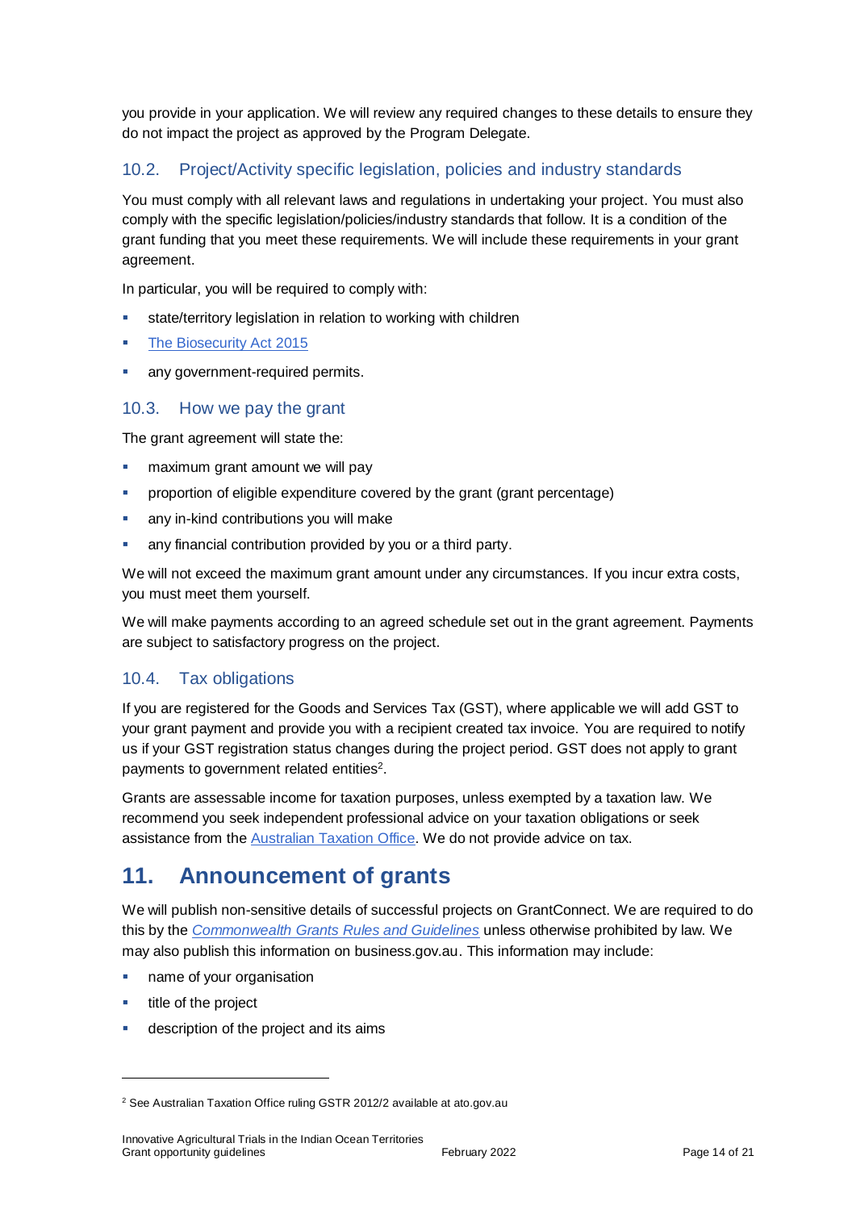you provide in your application. We will review any required changes to these details to ensure they do not impact the project as approved by the Program Delegate.

### 10.2. Project/Activity specific legislation, policies and industry standards

You must comply with all relevant laws and regulations in undertaking your project. You must also comply with the specific legislation/policies/industry standards that follow. It is a condition of the grant funding that you meet these requirements. We will include these requirements in your grant agreement.

In particular, you will be required to comply with:

- state/territory legislation in relation to working with children
- The Biosecurity Act 2015
- any government-required permits.

### 10.3. How we pay the grant

The grant agreement will state the:

- maximum grant amount we will pay
- proportion of eligible expenditure covered by the grant (grant percentage)
- any in-kind contributions you will make
- any financial contribution provided by you or a third party.

We will not exceed the maximum grant amount under any circumstances. If you incur extra costs, you must meet them yourself.

We will make payments according to an agreed schedule set out in the grant agreement. Payments are subject to satisfactory progress on the project.

### 10.4. Tax obligations

If you are registered for the Goods and Services Tax (GST), where applicable we will add GST to your grant payment and provide you with a recipient created tax invoice. You are required to notify us if your GST registration status changes during the project period. GST does not apply to grant payments to government related entities[2].

Grants are assessable income for taxation purposes, unless exempted by a taxation law. We recommend you seek independent professional advice on your taxation obligations or seek assistance from the Australian Taxation Office. We do not provide advice on tax.

## 11. Announcement of grants

We will publish non-sensitive details of successful projects on GrantConnect. We are required to do this by the *Commonwealth Grants Rules and Guidelines* unless otherwise prohibited by law. We may also publish this information on business.gov.au. This information may include:

- name of your organisation
- title of the project
- description of the project and its aims

---

[2] See Australian Taxation Office ruling GSTR 2012/2 available at ato.gov.au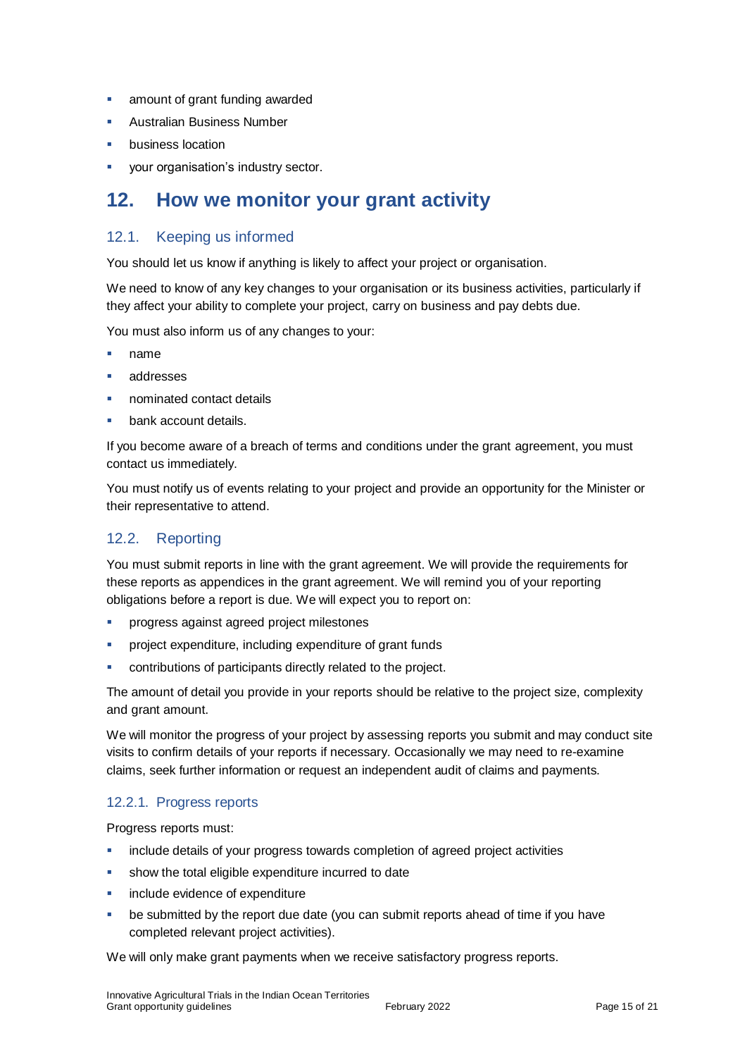- amount of grant funding awarded
- Australian Business Number
- business location
- your organisation's industry sector.

# 12. How we monitor your grant activity

## 12.1. Keeping us informed

You should let us know if anything is likely to affect your project or organisation.

We need to know of any key changes to your organisation or its business activities, particularly if they affect your ability to complete your project, carry on business and pay debts due.

You must also inform us of any changes to your:

- name
- addresses
- nominated contact details
- bank account details.

If you become aware of a breach of terms and conditions under the grant agreement, you must contact us immediately.

You must notify us of events relating to your project and provide an opportunity for the Minister or their representative to attend.

## 12.2. Reporting

You must submit reports in line with the grant agreement. We will provide the requirements for these reports as appendices in the grant agreement. We will remind you of your reporting obligations before a report is due. We will expect you to report on:

- progress against agreed project milestones
- project expenditure, including expenditure of grant funds
- contributions of participants directly related to the project.

The amount of detail you provide in your reports should be relative to the project size, complexity and grant amount.

We will monitor the progress of your project by assessing reports you submit and may conduct site visits to confirm details of your reports if necessary. Occasionally we may need to re-examine claims, seek further information or request an independent audit of claims and payments.

### 12.2.1. Progress reports

Progress reports must:

- include details of your progress towards completion of agreed project activities
- show the total eligible expenditure incurred to date
- include evidence of expenditure
- be submitted by the report due date (you can submit reports ahead of time if you have completed relevant project activities).

We will only make grant payments when we receive satisfactory progress reports.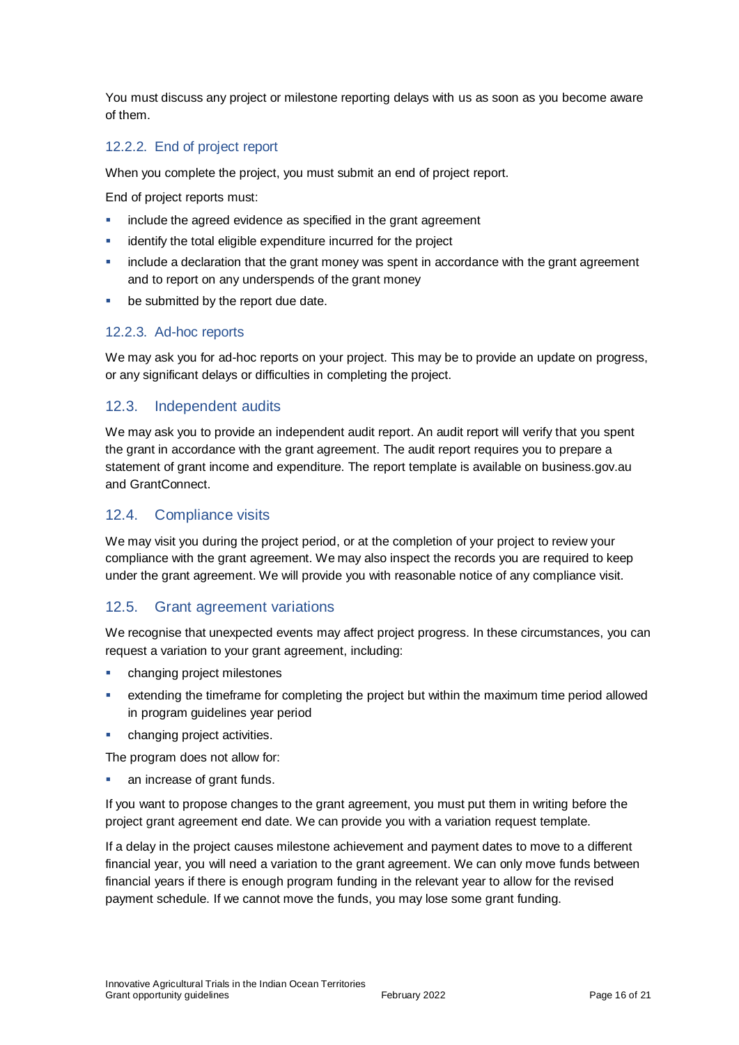You must discuss any project or milestone reporting delays with us as soon as you become aware of them.

#### 12.2.2. End of project report

When you complete the project, you must submit an end of project report.

End of project reports must:

- include the agreed evidence as specified in the grant agreement
- identify the total eligible expenditure incurred for the project
- include a declaration that the grant money was spent in accordance with the grant agreement and to report on any underspends of the grant money
- be submitted by the report due date.

#### 12.2.3. Ad-hoc reports

We may ask you for ad-hoc reports on your project. This may be to provide an update on progress, or any significant delays or difficulties in completing the project.

### 12.3. Independent audits

We may ask you to provide an independent audit report. An audit report will verify that you spent the grant in accordance with the grant agreement. The audit report requires you to prepare a statement of grant income and expenditure. The report template is available on business.gov.au and GrantConnect.

### 12.4. Compliance visits

We may visit you during the project period, or at the completion of your project to review your compliance with the grant agreement. We may also inspect the records you are required to keep under the grant agreement. We will provide you with reasonable notice of any compliance visit.

### 12.5. Grant agreement variations

We recognise that unexpected events may affect project progress. In these circumstances, you can request a variation to your grant agreement, including:

- changing project milestones
- extending the timeframe for completing the project but within the maximum time period allowed in program guidelines year period
- changing project activities.

The program does not allow for:

- an increase of grant funds.

If you want to propose changes to the grant agreement, you must put them in writing before the project grant agreement end date. We can provide you with a variation request template.

If a delay in the project causes milestone achievement and payment dates to move to a different financial year, you will need a variation to the grant agreement. We can only move funds between financial years if there is enough program funding in the relevant year to allow for the revised payment schedule. If we cannot move the funds, you may lose some grant funding.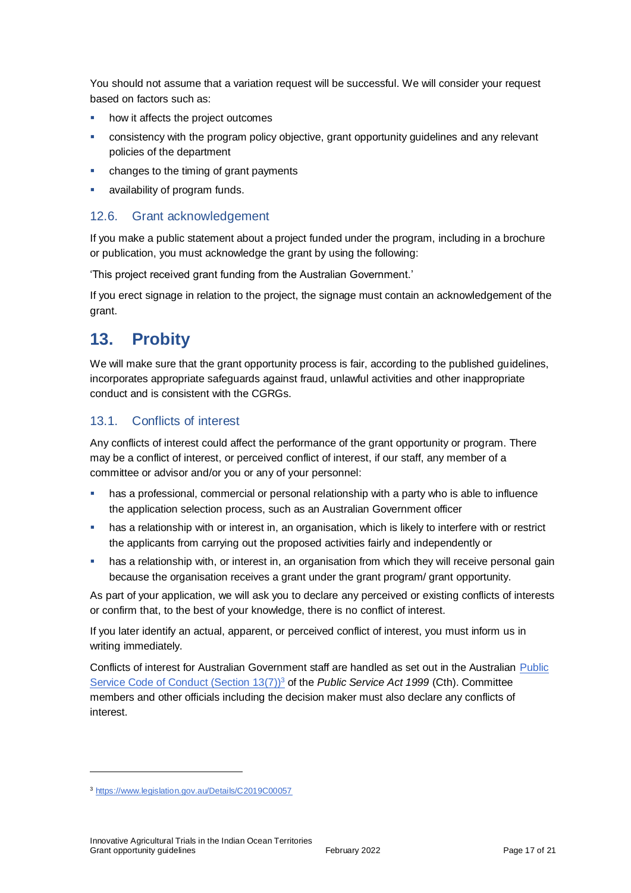You should not assume that a variation request will be successful. We will consider your request based on factors such as:

- how it affects the project outcomes
- consistency with the program policy objective, grant opportunity guidelines and any relevant policies of the department
- changes to the timing of grant payments
- availability of program funds.

### 12.6. Grant acknowledgement

If you make a public statement about a project funded under the program, including in a brochure or publication, you must acknowledge the grant by using the following:

'This project received grant funding from the Australian Government.'

If you erect signage in relation to the project, the signage must contain an acknowledgement of the grant.

## 13. Probity

We will make sure that the grant opportunity process is fair, according to the published guidelines, incorporates appropriate safeguards against fraud, unlawful activities and other inappropriate conduct and is consistent with the CGRGs.

### 13.1. Conflicts of interest

Any conflicts of interest could affect the performance of the grant opportunity or program. There may be a conflict of interest, or perceived conflict of interest, if our staff, any member of a committee or advisor and/or you or any of your personnel:

- has a professional, commercial or personal relationship with a party who is able to influence the application selection process, such as an Australian Government officer
- has a relationship with or interest in, an organisation, which is likely to interfere with or restrict the applicants from carrying out the proposed activities fairly and independently or
- has a relationship with, or interest in, an organisation from which they will receive personal gain because the organisation receives a grant under the grant program/ grant opportunity.

As part of your application, we will ask you to declare any perceived or existing conflicts of interests or confirm that, to the best of your knowledge, there is no conflict of interest.

If you later identify an actual, apparent, or perceived conflict of interest, you must inform us in writing immediately.

Conflicts of interest for Australian Government staff are handled as set out in the Australian [Public Service Code of Conduct (Section 13(7))](https://www.legislation.gov.au/Details/C2019C00057)[3] of the *Public Service Act 1999* (Cth). Committee members and other officials including the decision maker must also declare any conflicts of interest.

---

[3] https://www.legislation.gov.au/Details/C2019C00057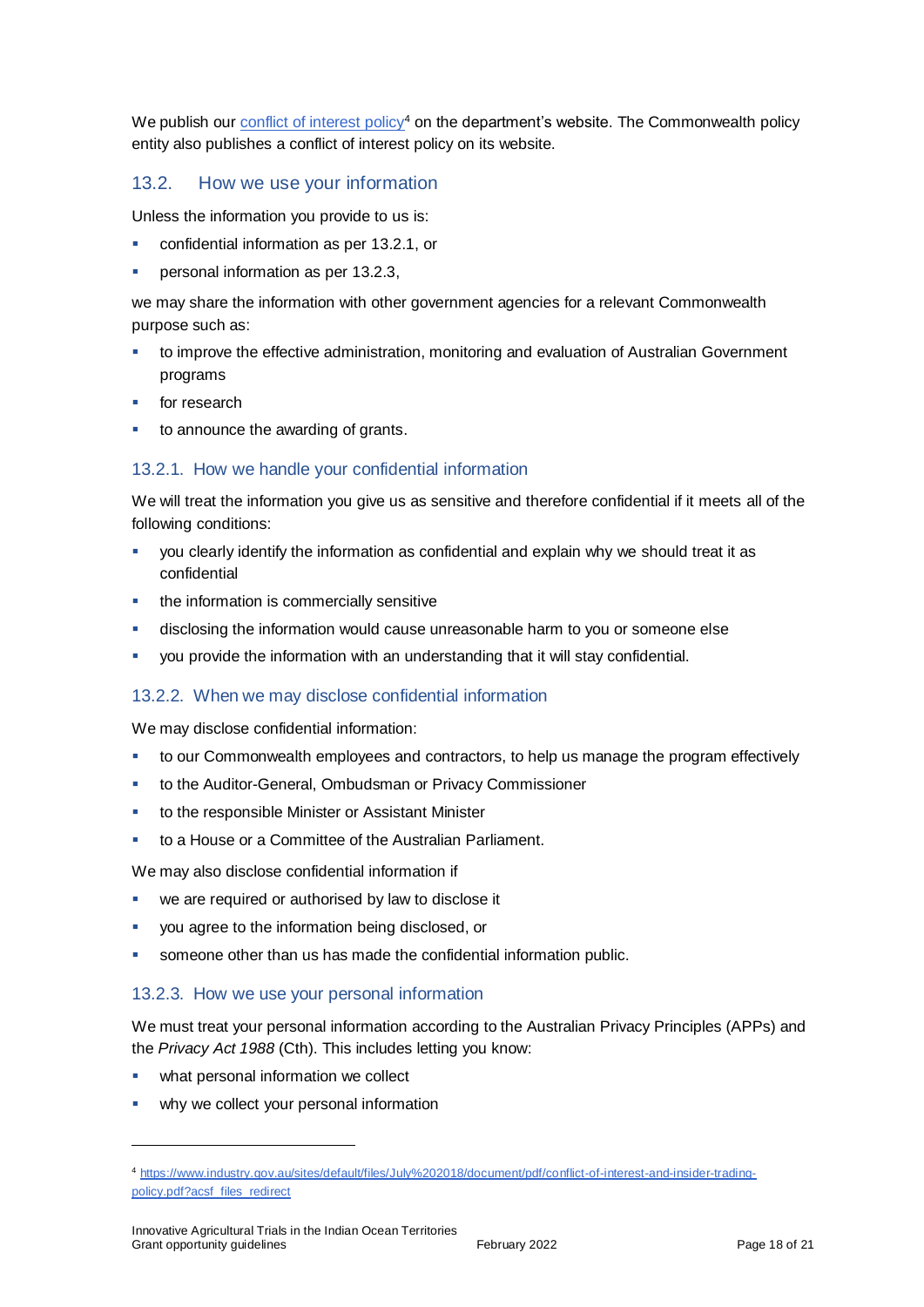We publish our [conflict of interest policy](https://www.industry.gov.au/sites/default/files/July%202018/document/pdf/conflict-of-interest-and-insider-trading-policy.pdf?acsf_files_redirect)[4] on the department's website. The Commonwealth policy entity also publishes a conflict of interest policy on its website.

### 13.2. How we use your information

Unless the information you provide to us is:

- confidential information as per 13.2.1, or
- personal information as per 13.2.3,

we may share the information with other government agencies for a relevant Commonwealth purpose such as:

- to improve the effective administration, monitoring and evaluation of Australian Government programs
- for research
- to announce the awarding of grants.

#### 13.2.1. How we handle your confidential information

We will treat the information you give us as sensitive and therefore confidential if it meets all of the following conditions:

- you clearly identify the information as confidential and explain why we should treat it as confidential
- the information is commercially sensitive
- disclosing the information would cause unreasonable harm to you or someone else
- you provide the information with an understanding that it will stay confidential.

#### 13.2.2. When we may disclose confidential information

We may disclose confidential information:

- to our Commonwealth employees and contractors, to help us manage the program effectively
- to the Auditor-General, Ombudsman or Privacy Commissioner
- to the responsible Minister or Assistant Minister
- to a House or a Committee of the Australian Parliament.

We may also disclose confidential information if

- we are required or authorised by law to disclose it
- you agree to the information being disclosed, or
- someone other than us has made the confidential information public.

#### 13.2.3. How we use your personal information

We must treat your personal information according to the Australian Privacy Principles (APPs) and the *Privacy Act 1988* (Cth). This includes letting you know:

- what personal information we collect
- why we collect your personal information

---

[4] https://www.industry.gov.au/sites/default/files/July%202018/document/pdf/conflict-of-interest-and-insider-trading-policy.pdf?acsf_files_redirect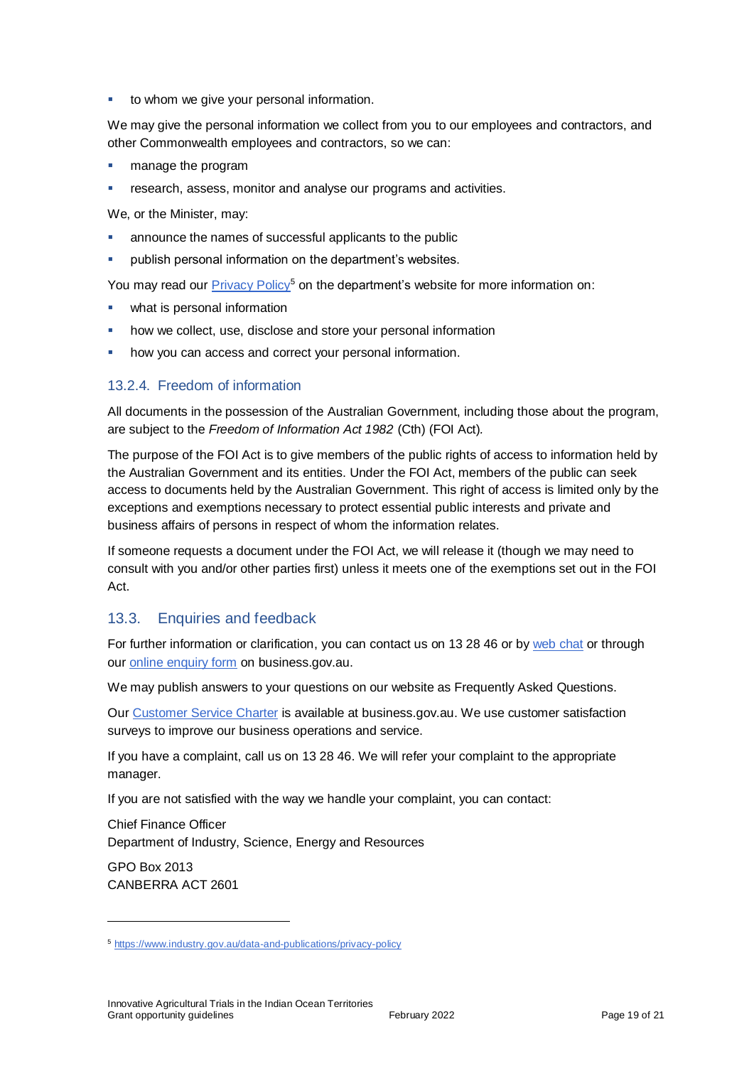- to whom we give your personal information.

We may give the personal information we collect from you to our employees and contractors, and other Commonwealth employees and contractors, so we can:

- manage the program
- research, assess, monitor and analyse our programs and activities.

We, or the Minister, may:

- announce the names of successful applicants to the public
- publish personal information on the department's websites.

You may read our Privacy Policy[5] on the department's website for more information on:

- what is personal information
- how we collect, use, disclose and store your personal information
- how you can access and correct your personal information.

#### 13.2.4. Freedom of information

All documents in the possession of the Australian Government, including those about the program, are subject to the *Freedom of Information Act 1982* (Cth) (FOI Act).

The purpose of the FOI Act is to give members of the public rights of access to information held by the Australian Government and its entities. Under the FOI Act, members of the public can seek access to documents held by the Australian Government. This right of access is limited only by the exceptions and exemptions necessary to protect essential public interests and private and business affairs of persons in respect of whom the information relates.

If someone requests a document under the FOI Act, we will release it (though we may need to consult with you and/or other parties first) unless it meets one of the exemptions set out in the FOI Act.

### 13.3. Enquiries and feedback

For further information or clarification, you can contact us on 13 28 46 or by web chat or through our online enquiry form on business.gov.au.

We may publish answers to your questions on our website as Frequently Asked Questions.

Our Customer Service Charter is available at business.gov.au. We use customer satisfaction surveys to improve our business operations and service.

If you have a complaint, call us on 13 28 46. We will refer your complaint to the appropriate manager.

If you are not satisfied with the way we handle your complaint, you can contact:

Chief Finance Officer
Department of Industry, Science, Energy and Resources

GPO Box 2013
CANBERRA ACT 2601

---

[5] https://www.industry.gov.au/data-and-publications/privacy-policy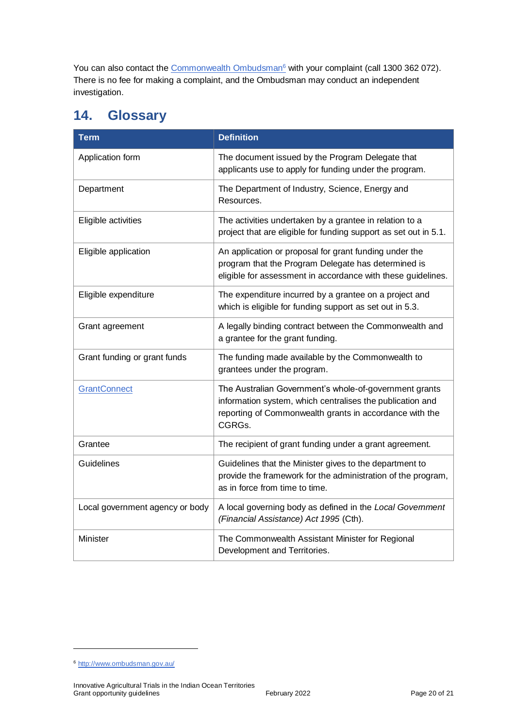You can also contact the Commonwealth Ombudsman[6] with your complaint (call 1300 362 072). There is no fee for making a complaint, and the Ombudsman may conduct an independent investigation.

## 14. Glossary

| Term | Definition |
| --- | --- |
| Application form | The document issued by the Program Delegate that applicants use to apply for funding under the program. |
| Department | The Department of Industry, Science, Energy and Resources. |
| Eligible activities | The activities undertaken by a grantee in relation to a project that are eligible for funding support as set out in 5.1. |
| Eligible application | An application or proposal for grant funding under the program that the Program Delegate has determined is eligible for assessment in accordance with these guidelines. |
| Eligible expenditure | The expenditure incurred by a grantee on a project and which is eligible for funding support as set out in 5.3. |
| Grant agreement | A legally binding contract between the Commonwealth and a grantee for the grant funding. |
| Grant funding or grant funds | The funding made available by the Commonwealth to grantees under the program. |
| GrantConnect | The Australian Government's whole-of-government grants information system, which centralises the publication and reporting of Commonwealth grants in accordance with the CGRGs. |
| Grantee | The recipient of grant funding under a grant agreement. |
| Guidelines | Guidelines that the Minister gives to the department to provide the framework for the administration of the program, as in force from time to time. |
| Local government agency or body | A local governing body as defined in the *Local Government (Financial Assistance) Act 1995* (Cth). |
| Minister | The Commonwealth Assistant Minister for Regional Development and Territories. |

[6] http://www.ombudsman.gov.au/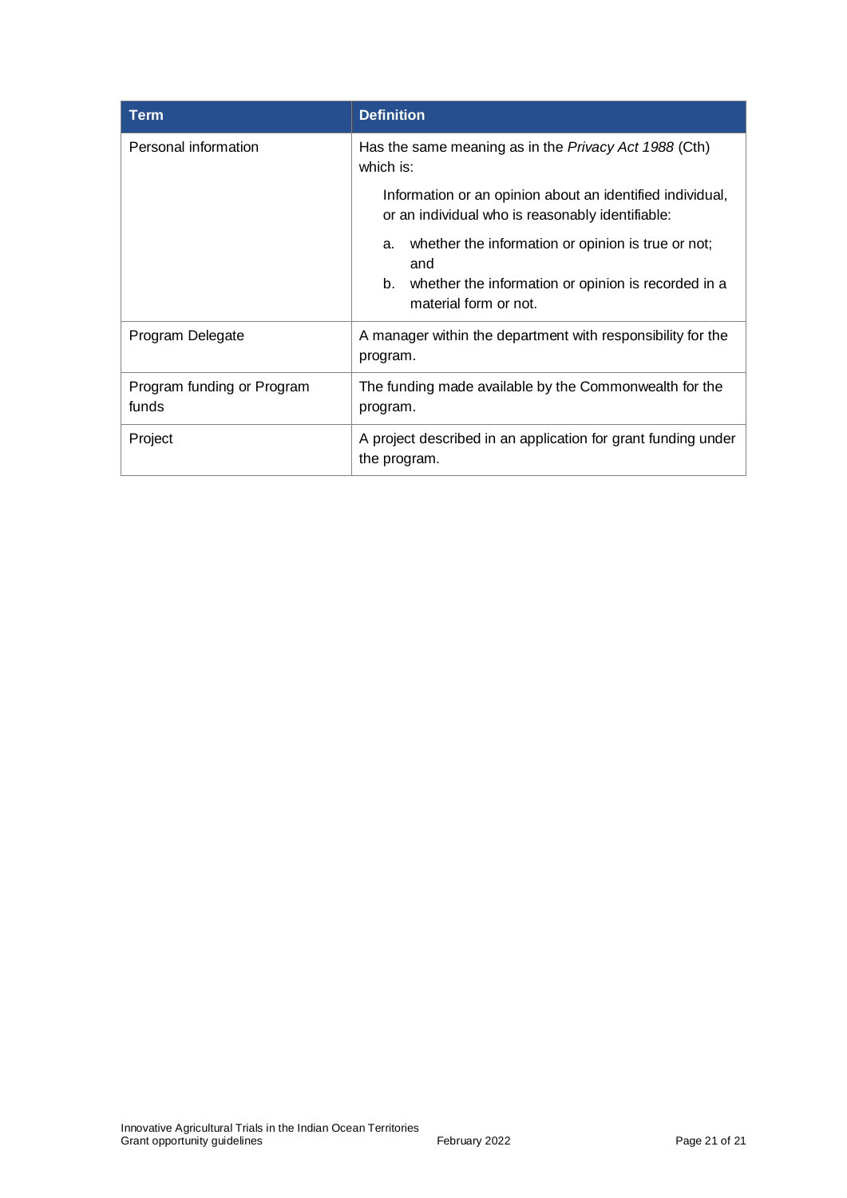| Term | Definition |
| --- | --- |
| Personal information | Has the same meaning as in the *Privacy Act 1988* (Cth) which is:<br><br>Information or an opinion about an identified individual, or an individual who is reasonably identifiable:<br><br>a. whether the information or opinion is true or not; and<br>b. whether the information or opinion is recorded in a material form or not. |
| Program Delegate | A manager within the department with responsibility for the program. |
| Program funding or Program funds | The funding made available by the Commonwealth for the program. |
| Project | A project described in an application for grant funding under the program. |